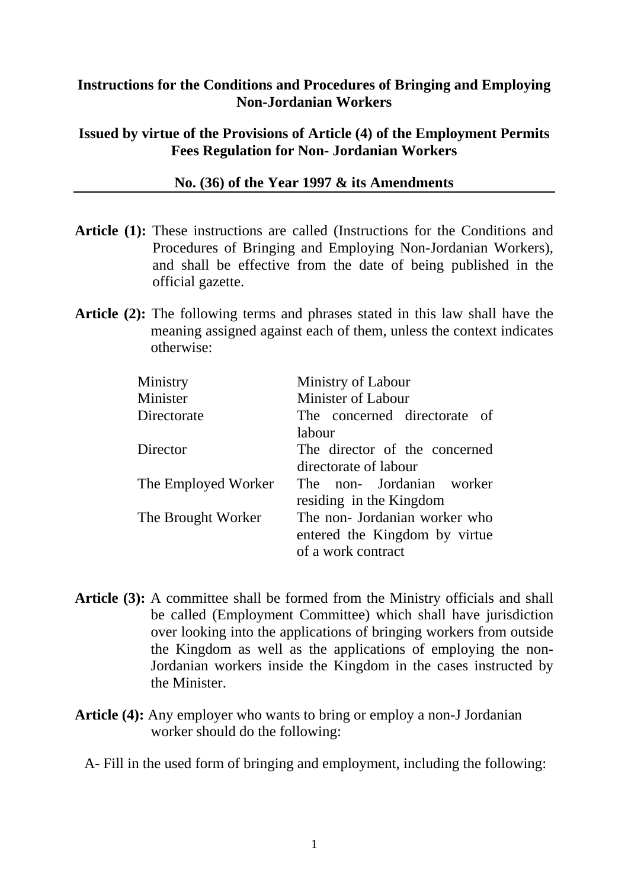**Instructions for the Conditions and Procedures of Bringing and Employing Non-Jordanian Workers**

**Issued by virtue of the Provisions of Article (4) of the Employment Permits Fees Regulation for Non- Jordanian Workers**

**No. (36) of the Year 1997 & its Amendments**

---

**Article (1):** These instructions are called (Instructions for the Conditions and Procedures of Bringing and Employing Non-Jordanian Workers), and shall be effective from the date of being published in the official gazette.

**Article (2):** The following terms and phrases stated in this law shall have the meaning assigned against each of them, unless the context indicates otherwise:

| | |
|---|---|
| Ministry | Ministry of Labour |
| Minister | Minister of Labour |
| Directorate | The concerned directorate of labour |
| Director | The director of the concerned directorate of labour |
| The Employed Worker | The non- Jordanian worker residing in the Kingdom |
| The Brought Worker | The non- Jordanian worker who entered the Kingdom by virtue of a work contract |

**Article (3):** A committee shall be formed from the Ministry officials and shall be called (Employment Committee) which shall have jurisdiction over looking into the applications of bringing workers from outside the Kingdom as well as the applications of employing the non-Jordanian workers inside the Kingdom in the cases instructed by the Minister.

**Article (4):** Any employer who wants to bring or employ a non-J Jordanian worker should do the following:

A- Fill in the used form of bringing and employment, including the following: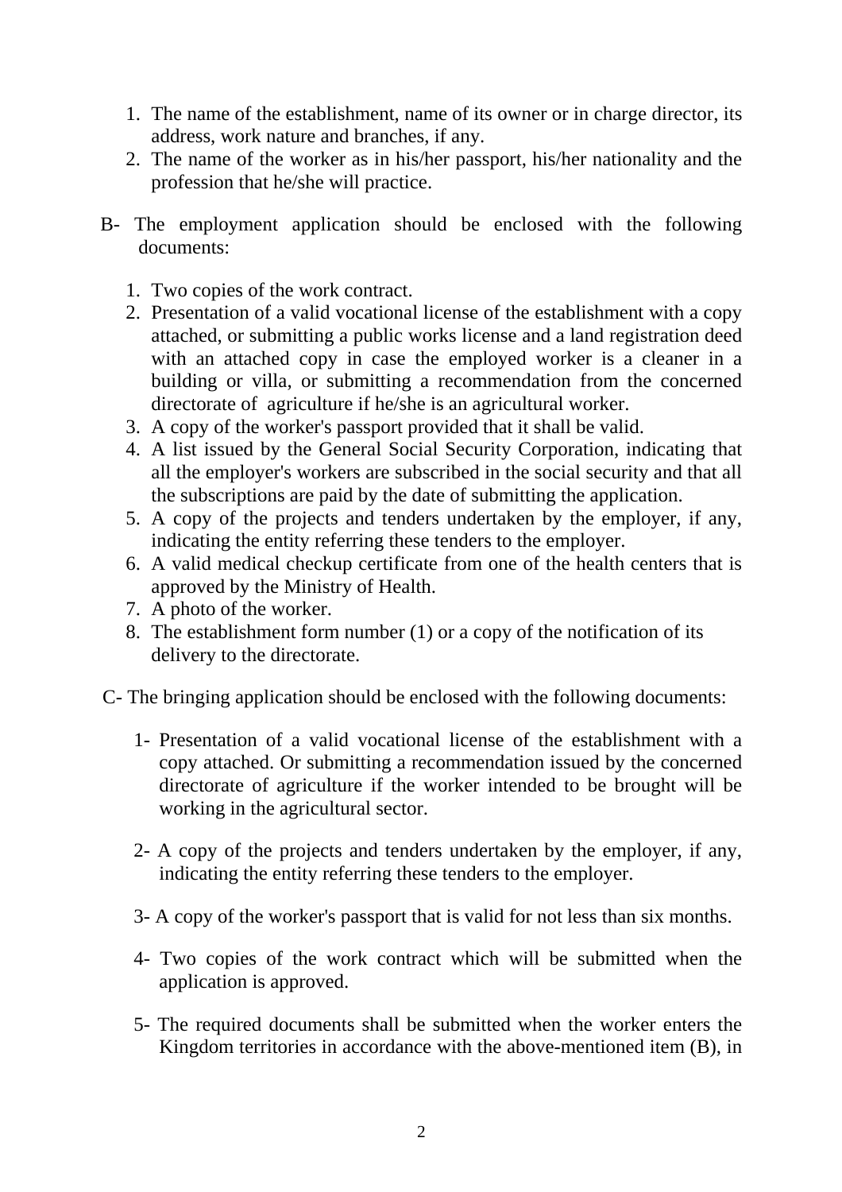1. The name of the establishment, name of its owner or in charge director, its address, work nature and branches, if any.
2. The name of the worker as in his/her passport, his/her nationality and the profession that he/she will practice.

B- The employment application should be enclosed with the following documents:

1. Two copies of the work contract.
2. Presentation of a valid vocational license of the establishment with a copy attached, or submitting a public works license and a land registration deed with an attached copy in case the employed worker is a cleaner in a building or villa, or submitting a recommendation from the concerned directorate of agriculture if he/she is an agricultural worker.
3. A copy of the worker's passport provided that it shall be valid.
4. A list issued by the General Social Security Corporation, indicating that all the employer's workers are subscribed in the social security and that all the subscriptions are paid by the date of submitting the application.
5. A copy of the projects and tenders undertaken by the employer, if any, indicating the entity referring these tenders to the employer.
6. A valid medical checkup certificate from one of the health centers that is approved by the Ministry of Health.
7. A photo of the worker.
8. The establishment form number (1) or a copy of the notification of its delivery to the directorate.

C- The bringing application should be enclosed with the following documents:

1- Presentation of a valid vocational license of the establishment with a copy attached. Or submitting a recommendation issued by the concerned directorate of agriculture if the worker intended to be brought will be working in the agricultural sector.

2- A copy of the projects and tenders undertaken by the employer, if any, indicating the entity referring these tenders to the employer.

3- A copy of the worker's passport that is valid for not less than six months.

4- Two copies of the work contract which will be submitted when the application is approved.

5- The required documents shall be submitted when the worker enters the Kingdom territories in accordance with the above-mentioned item (B), in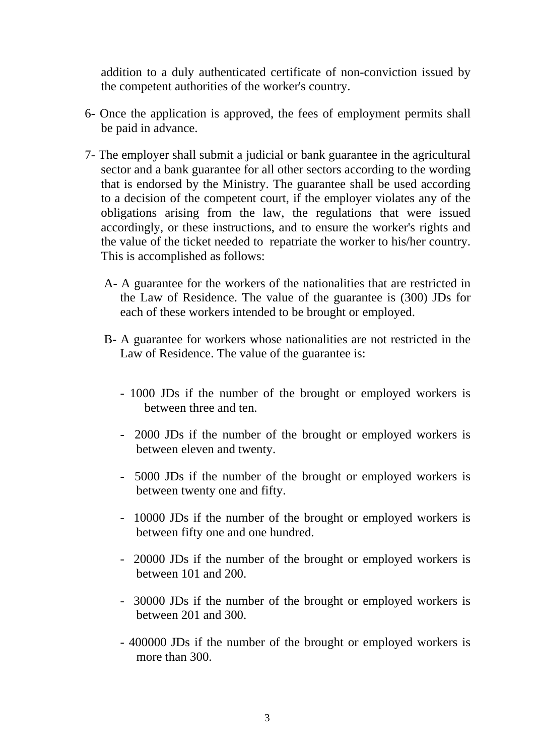addition to a duly authenticated certificate of non-conviction issued by the competent authorities of the worker's country.

6- Once the application is approved, the fees of employment permits shall be paid in advance.

7- The employer shall submit a judicial or bank guarantee in the agricultural sector and a bank guarantee for all other sectors according to the wording that is endorsed by the Ministry. The guarantee shall be used according to a decision of the competent court, if the employer violates any of the obligations arising from the law, the regulations that were issued accordingly, or these instructions, and to ensure the worker's rights and the value of the ticket needed to repatriate the worker to his/her country. This is accomplished as follows:

   A- A guarantee for the workers of the nationalities that are restricted in the Law of Residence. The value of the guarantee is (300) JDs for each of these workers intended to be brought or employed.

   B- A guarantee for workers whose nationalities are not restricted in the Law of Residence. The value of the guarantee is:

   - 1000 JDs if the number of the brought or employed workers is between three and ten.
   - 2000 JDs if the number of the brought or employed workers is between eleven and twenty.
   - 5000 JDs if the number of the brought or employed workers is between twenty one and fifty.
   - 10000 JDs if the number of the brought or employed workers is between fifty one and one hundred.
   - 20000 JDs if the number of the brought or employed workers is between 101 and 200.
   - 30000 JDs if the number of the brought or employed workers is between 201 and 300.
   - 400000 JDs if the number of the brought or employed workers is more than 300.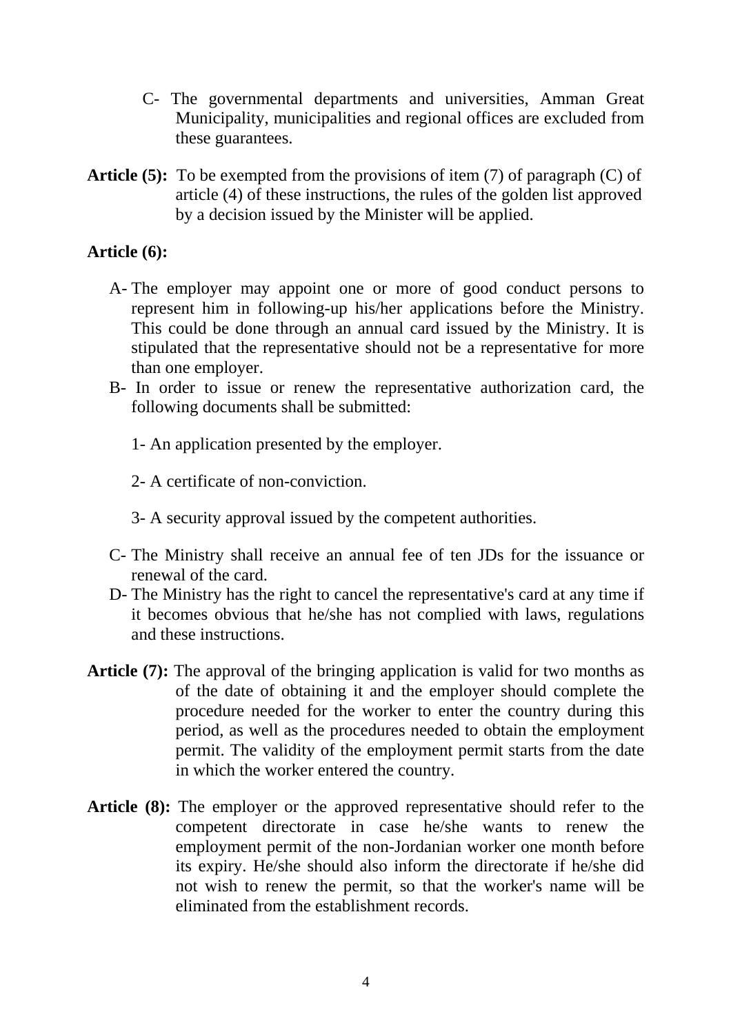C- The governmental departments and universities, Amman Great Municipality, municipalities and regional offices are excluded from these guarantees.

**Article (5):** To be exempted from the provisions of item (7) of paragraph (C) of article (4) of these instructions, the rules of the golden list approved by a decision issued by the Minister will be applied.

**Article (6):**

A- The employer may appoint one or more of good conduct persons to represent him in following-up his/her applications before the Ministry. This could be done through an annual card issued by the Ministry. It is stipulated that the representative should not be a representative for more than one employer.

B- In order to issue or renew the representative authorization card, the following documents shall be submitted:

1- An application presented by the employer.

2- A certificate of non-conviction.

3- A security approval issued by the competent authorities.

C- The Ministry shall receive an annual fee of ten JDs for the issuance or renewal of the card.

D- The Ministry has the right to cancel the representative's card at any time if it becomes obvious that he/she has not complied with laws, regulations and these instructions.

**Article (7):** The approval of the bringing application is valid for two months as of the date of obtaining it and the employer should complete the procedure needed for the worker to enter the country during this period, as well as the procedures needed to obtain the employment permit. The validity of the employment permit starts from the date in which the worker entered the country.

**Article (8):** The employer or the approved representative should refer to the competent directorate in case he/she wants to renew the employment permit of the non-Jordanian worker one month before its expiry. He/she should also inform the directorate if he/she did not wish to renew the permit, so that the worker's name will be eliminated from the establishment records.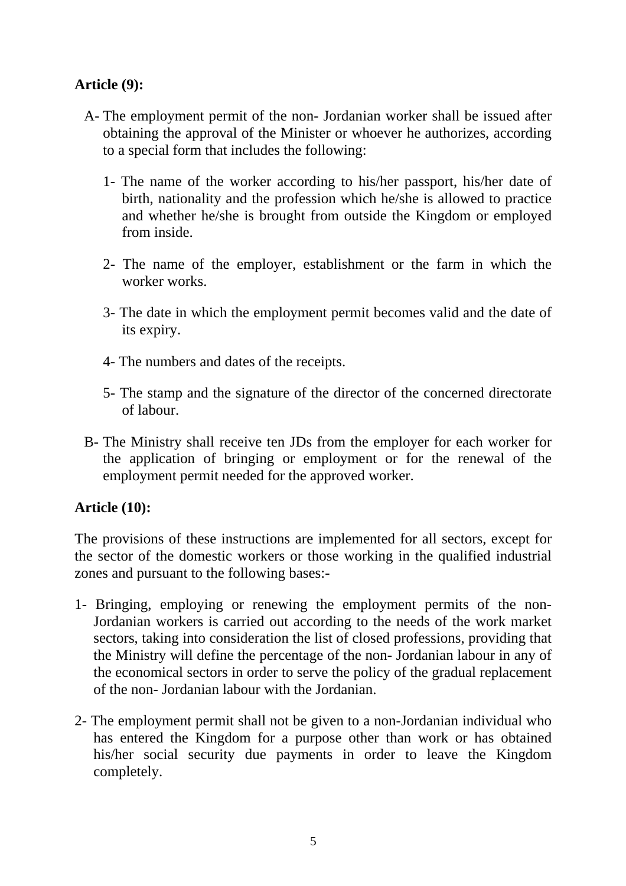**Article (9):**

A- The employment permit of the non- Jordanian worker shall be issued after obtaining the approval of the Minister or whoever he authorizes, according to a special form that includes the following:

1- The name of the worker according to his/her passport, his/her date of birth, nationality and the profession which he/she is allowed to practice and whether he/she is brought from outside the Kingdom or employed from inside.

2- The name of the employer, establishment or the farm in which the worker works.

3- The date in which the employment permit becomes valid and the date of its expiry.

4- The numbers and dates of the receipts.

5- The stamp and the signature of the director of the concerned directorate of labour.

B- The Ministry shall receive ten JDs from the employer for each worker for the application of bringing or employment or for the renewal of the employment permit needed for the approved worker.

**Article (10):**

The provisions of these instructions are implemented for all sectors, except for the sector of the domestic workers or those working in the qualified industrial zones and pursuant to the following bases:-

1- Bringing, employing or renewing the employment permits of the non- Jordanian workers is carried out according to the needs of the work market sectors, taking into consideration the list of closed professions, providing that the Ministry will define the percentage of the non- Jordanian labour in any of the economical sectors in order to serve the policy of the gradual replacement of the non- Jordanian labour with the Jordanian.

2- The employment permit shall not be given to a non-Jordanian individual who has entered the Kingdom for a purpose other than work or has obtained his/her social security due payments in order to leave the Kingdom completely.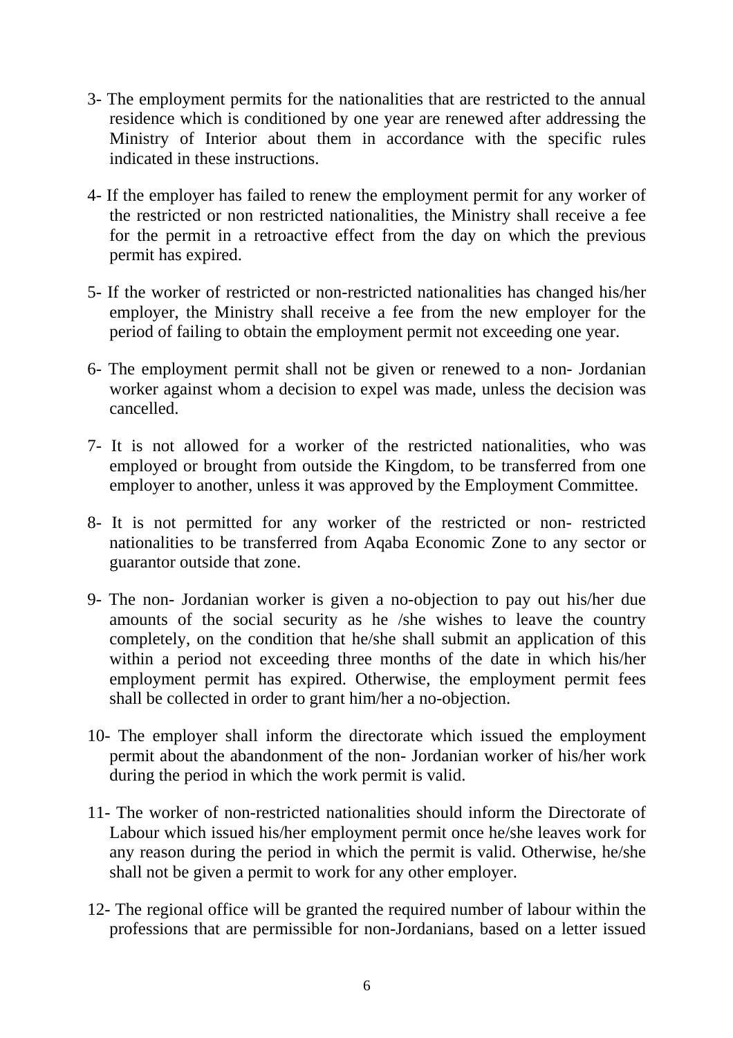3- The employment permits for the nationalities that are restricted to the annual residence which is conditioned by one year are renewed after addressing the Ministry of Interior about them in accordance with the specific rules indicated in these instructions.

4- If the employer has failed to renew the employment permit for any worker of the restricted or non restricted nationalities, the Ministry shall receive a fee for the permit in a retroactive effect from the day on which the previous permit has expired.

5- If the worker of restricted or non-restricted nationalities has changed his/her employer, the Ministry shall receive a fee from the new employer for the period of failing to obtain the employment permit not exceeding one year.

6- The employment permit shall not be given or renewed to a non- Jordanian worker against whom a decision to expel was made, unless the decision was cancelled.

7- It is not allowed for a worker of the restricted nationalities, who was employed or brought from outside the Kingdom, to be transferred from one employer to another, unless it was approved by the Employment Committee.

8- It is not permitted for any worker of the restricted or non- restricted nationalities to be transferred from Aqaba Economic Zone to any sector or guarantor outside that zone.

9- The non- Jordanian worker is given a no-objection to pay out his/her due amounts of the social security as he /she wishes to leave the country completely, on the condition that he/she shall submit an application of this within a period not exceeding three months of the date in which his/her employment permit has expired. Otherwise, the employment permit fees shall be collected in order to grant him/her a no-objection.

10- The employer shall inform the directorate which issued the employment permit about the abandonment of the non- Jordanian worker of his/her work during the period in which the work permit is valid.

11- The worker of non-restricted nationalities should inform the Directorate of Labour which issued his/her employment permit once he/she leaves work for any reason during the period in which the permit is valid. Otherwise, he/she shall not be given a permit to work for any other employer.

12- The regional office will be granted the required number of labour within the professions that are permissible for non-Jordanians, based on a letter issued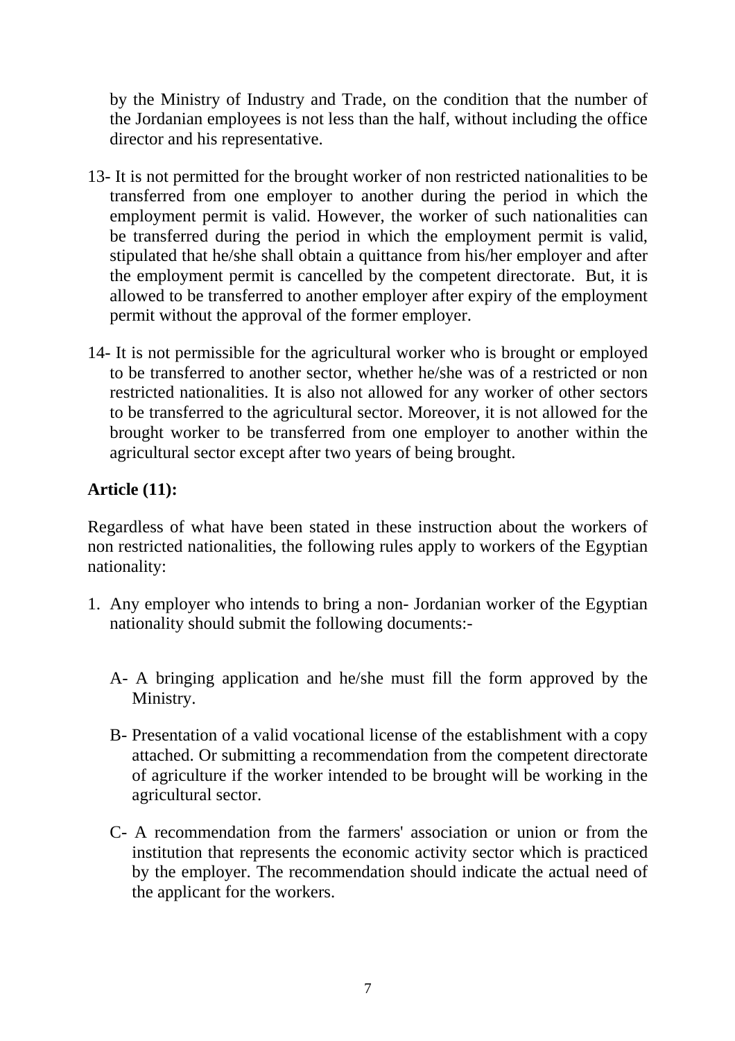by the Ministry of Industry and Trade, on the condition that the number of the Jordanian employees is not less than the half, without including the office director and his representative.

13- It is not permitted for the brought worker of non restricted nationalities to be transferred from one employer to another during the period in which the employment permit is valid. However, the worker of such nationalities can be transferred during the period in which the employment permit is valid, stipulated that he/she shall obtain a quittance from his/her employer and after the employment permit is cancelled by the competent directorate. But, it is allowed to be transferred to another employer after expiry of the employment permit without the approval of the former employer.

14- It is not permissible for the agricultural worker who is brought or employed to be transferred to another sector, whether he/she was of a restricted or non restricted nationalities. It is also not allowed for any worker of other sectors to be transferred to the agricultural sector. Moreover, it is not allowed for the brought worker to be transferred from one employer to another within the agricultural sector except after two years of being brought.

**Article (11):**

Regardless of what have been stated in these instruction about the workers of non restricted nationalities, the following rules apply to workers of the Egyptian nationality:

1. Any employer who intends to bring a non- Jordanian worker of the Egyptian nationality should submit the following documents:-

   A- A bringing application and he/she must fill the form approved by the Ministry.

   B- Presentation of a valid vocational license of the establishment with a copy attached. Or submitting a recommendation from the competent directorate of agriculture if the worker intended to be brought will be working in the agricultural sector.

   C- A recommendation from the farmers' association or union or from the institution that represents the economic activity sector which is practiced by the employer. The recommendation should indicate the actual need of the applicant for the workers.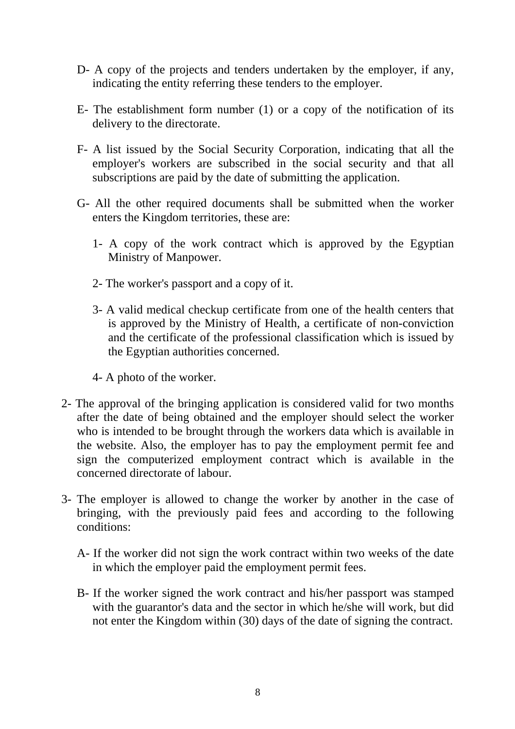D- A copy of the projects and tenders undertaken by the employer, if any, indicating the entity referring these tenders to the employer.

E- The establishment form number (1) or a copy of the notification of its delivery to the directorate.

F- A list issued by the Social Security Corporation, indicating that all the employer's workers are subscribed in the social security and that all subscriptions are paid by the date of submitting the application.

G- All the other required documents shall be submitted when the worker enters the Kingdom territories, these are:

1- A copy of the work contract which is approved by the Egyptian Ministry of Manpower.

2- The worker's passport and a copy of it.

3- A valid medical checkup certificate from one of the health centers that is approved by the Ministry of Health, a certificate of non-conviction and the certificate of the professional classification which is issued by the Egyptian authorities concerned.

4- A photo of the worker.

2- The approval of the bringing application is considered valid for two months after the date of being obtained and the employer should select the worker who is intended to be brought through the workers data which is available in the website. Also, the employer has to pay the employment permit fee and sign the computerized employment contract which is available in the concerned directorate of labour.

3- The employer is allowed to change the worker by another in the case of bringing, with the previously paid fees and according to the following conditions:

A- If the worker did not sign the work contract within two weeks of the date in which the employer paid the employment permit fees.

B- If the worker signed the work contract and his/her passport was stamped with the guarantor's data and the sector in which he/she will work, but did not enter the Kingdom within (30) days of the date of signing the contract.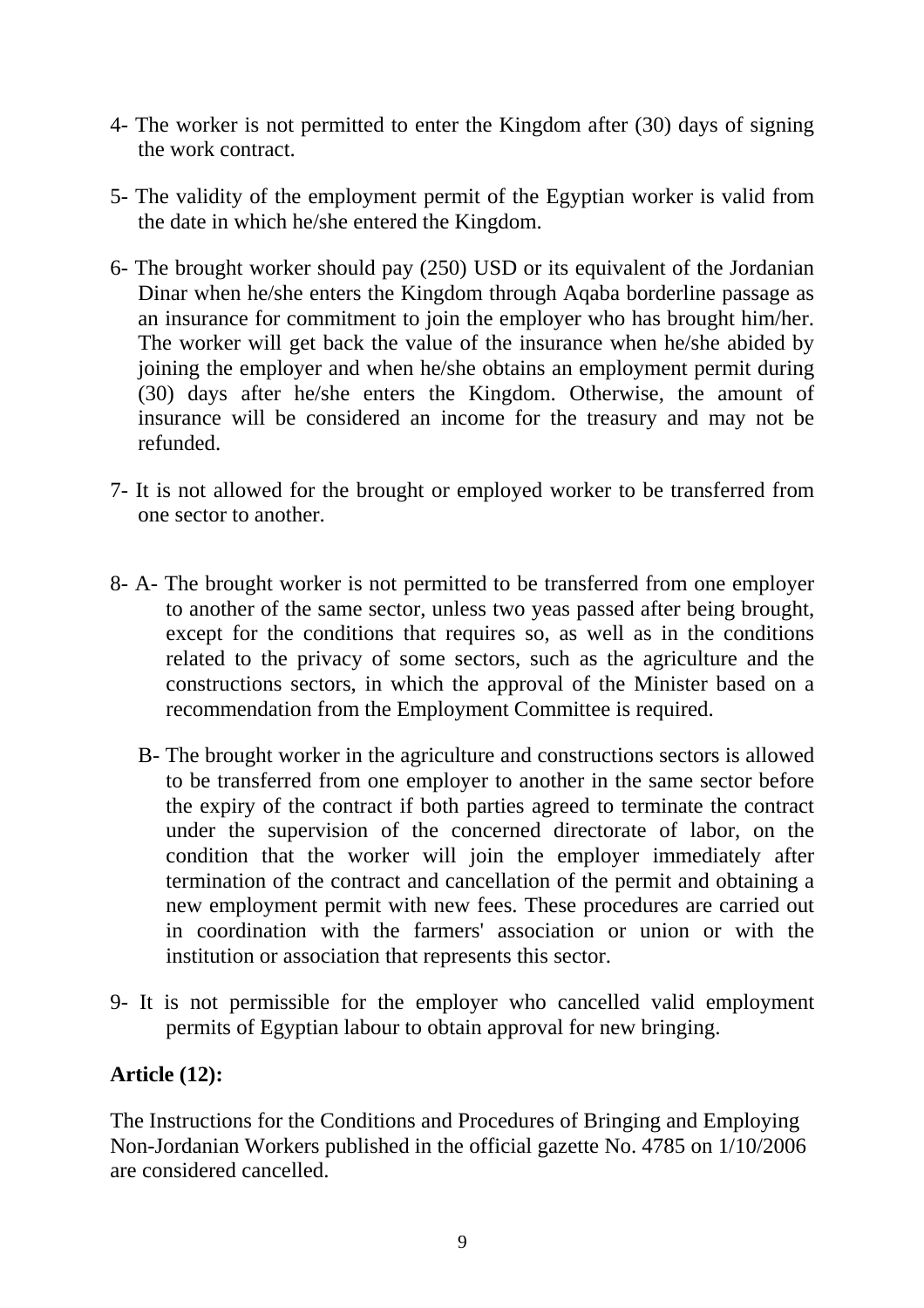4- The worker is not permitted to enter the Kingdom after (30) days of signing the work contract.

5- The validity of the employment permit of the Egyptian worker is valid from the date in which he/she entered the Kingdom.

6- The brought worker should pay (250) USD or its equivalent of the Jordanian Dinar when he/she enters the Kingdom through Aqaba borderline passage as an insurance for commitment to join the employer who has brought him/her. The worker will get back the value of the insurance when he/she abided by joining the employer and when he/she obtains an employment permit during (30) days after he/she enters the Kingdom. Otherwise, the amount of insurance will be considered an income for the treasury and may not be refunded.

7- It is not allowed for the brought or employed worker to be transferred from one sector to another.

8- A- The brought worker is not permitted to be transferred from one employer to another of the same sector, unless two yeas passed after being brought, except for the conditions that requires so, as well as in the conditions related to the privacy of some sectors, such as the agriculture and the constructions sectors, in which the approval of the Minister based on a recommendation from the Employment Committee is required.

B- The brought worker in the agriculture and constructions sectors is allowed to be transferred from one employer to another in the same sector before the expiry of the contract if both parties agreed to terminate the contract under the supervision of the concerned directorate of labor, on the condition that the worker will join the employer immediately after termination of the contract and cancellation of the permit and obtaining a new employment permit with new fees. These procedures are carried out in coordination with the farmers' association or union or with the institution or association that represents this sector.

9- It is not permissible for the employer who cancelled valid employment permits of Egyptian labour to obtain approval for new bringing.

**Article (12):**

The Instructions for the Conditions and Procedures of Bringing and Employing Non-Jordanian Workers published in the official gazette No. 4785 on 1/10/2006 are considered cancelled.